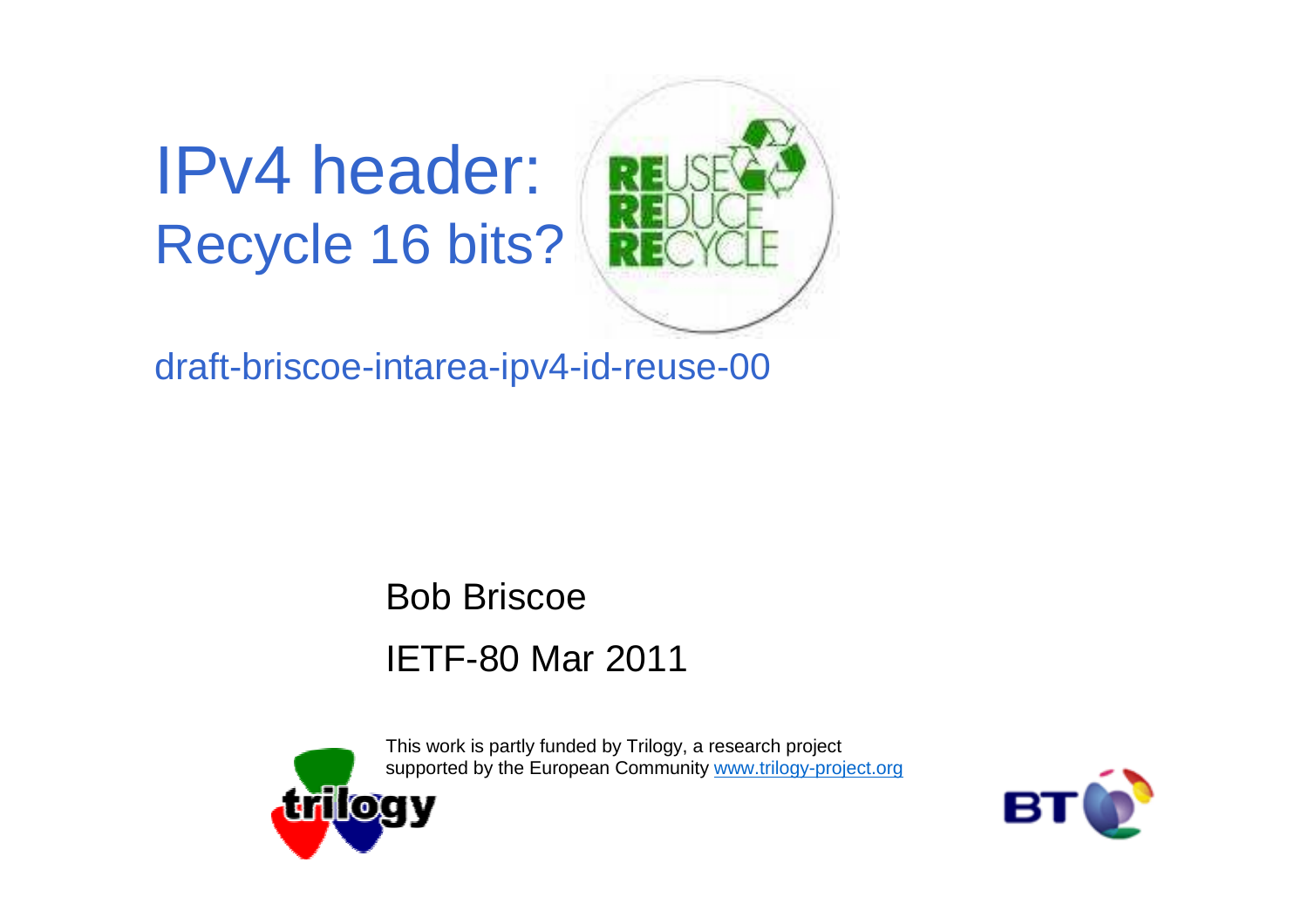# IPv4 header: Recycle 16 bits?

draft-briscoe-intarea-ipv4-id-reuse-00

Bob Briscoe

IETF-80 Mar 2011

This work is partly funded by Trilogy, a research project supported by the European Community www.trilogy-project.org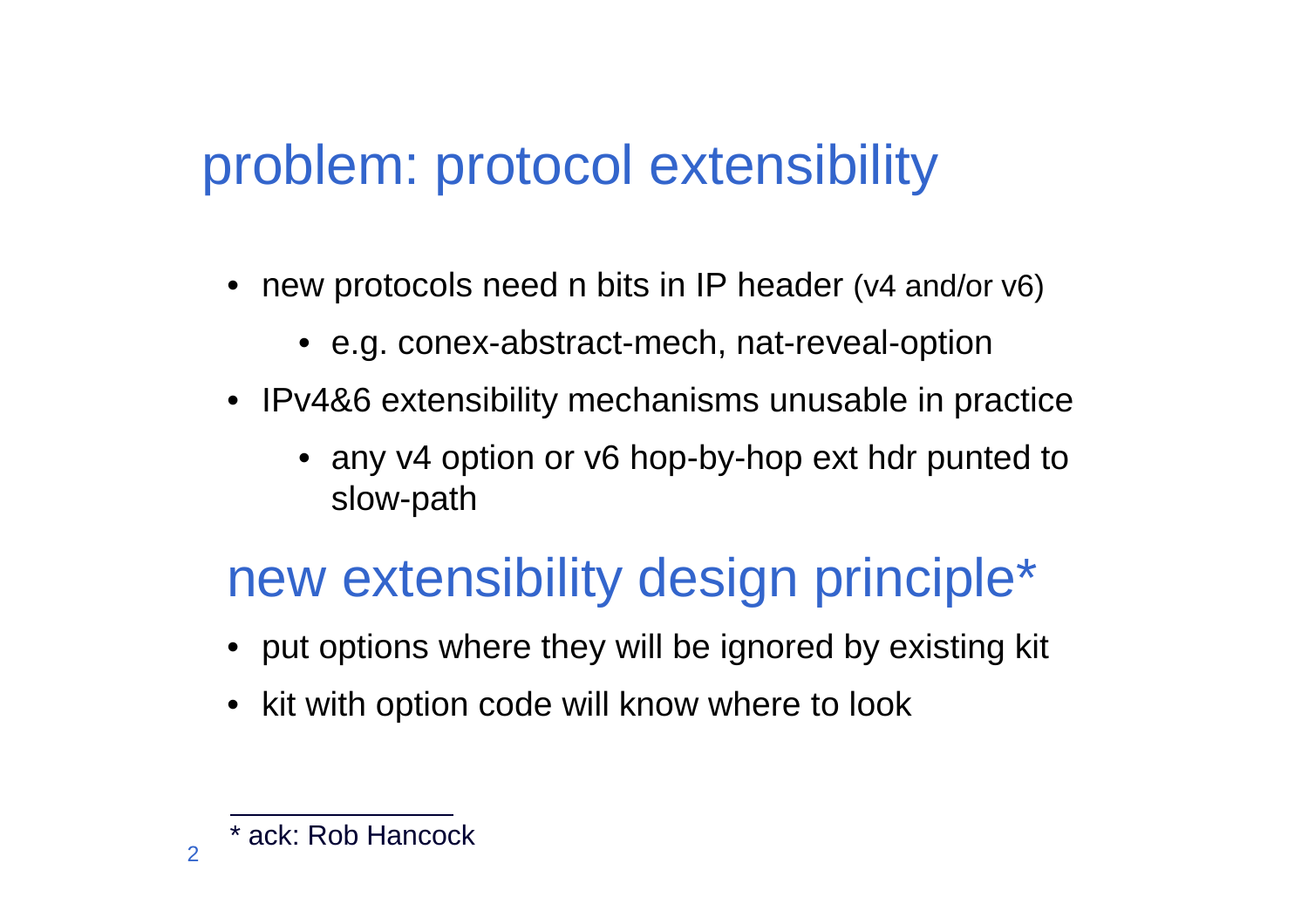# problem: protocol extensibility

- new protocols need n bits in IP header (v4 and/or v6)
  - e.g. conex-abstract-mech, nat-reveal-option
- IPv4&6 extensibility mechanisms unusable in practice
  - any v4 option or v6 hop-by-hop ext hdr punted to slow-path

# new extensibility design principle*

- put options where they will be ignored by existing kit
- kit with option code will know where to look

---

* ack: Rob Hancock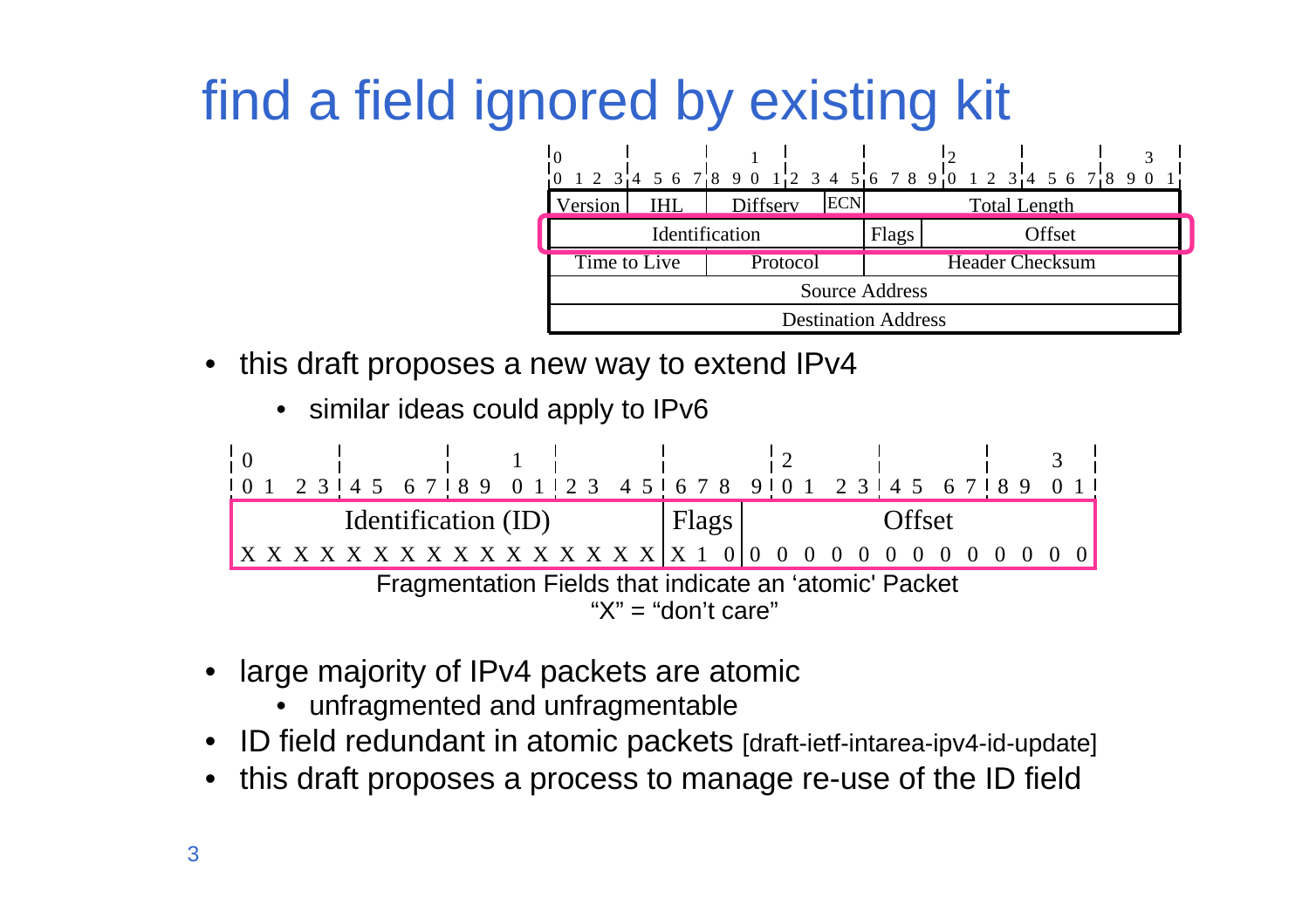# find a field ignored by existing kit

| Version | IHL | Diffserv | ECN | Total Length |
|---|---|---|---|---|
| Identification | | | Flags | Offset |
| Time to Live | | Protocol | | Header Checksum |
| Source Address | | | | |
| Destination Address | | | | |

- this draft proposes a new way to extend IPv4
  - similar ideas could apply to IPv6

| Identification (ID) | Flags | Offset |
|---|---|---|
| X X X X X X X X X X X X X X X X | X 1 0 | 0 0 0 0 0 0 0 0 0 0 0 0 0 |

Fragmentation Fields that indicate an 'atomic' Packet
"X" = "don't care"

- large majority of IPv4 packets are atomic
  - unfragmented and unfragmentable
- ID field redundant in atomic packets [draft-ietf-intarea-ipv4-id-update]
- this draft proposes a process to manage re-use of the ID field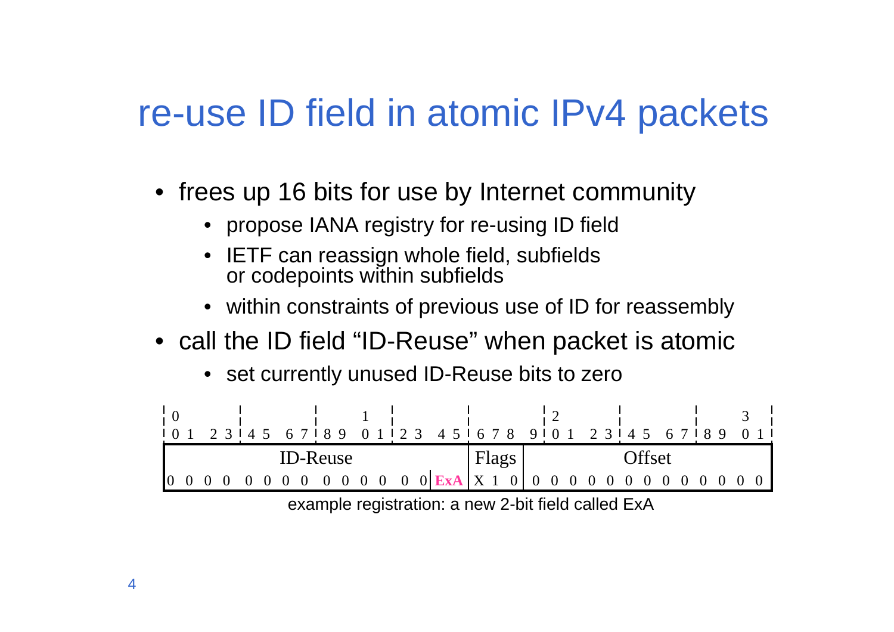# re-use ID field in atomic IPv4 packets

- frees up 16 bits for use by Internet community
  - propose IANA registry for re-using ID field
  - IETF can reassign whole field, subfields or codepoints within subfields
  - within constraints of previous use of ID for reassembly
- call the ID field “ID-Reuse” when packet is atomic
  - set currently unused ID-Reuse bits to zero

```
 0                   1                   2                   3
 0 1 2 3 4 5 6 7 8 9 0 1 2 3 4 5 6 7 8 9 0 1 2 3 4 5 6 7 8 9 0 1
+-------------------------------+-----+-------------------------+
|           ID-Reuse            |Flags|         Offset          |
|0 0 0 0 0 0 0 0 0 0 0 0 0 0 ExA|X 1 0|0 0 0 0 0 0 0 0 0 0 0 0 0|
+-------------------------------+-----+-------------------------+
```

example registration: a new 2-bit field called ExA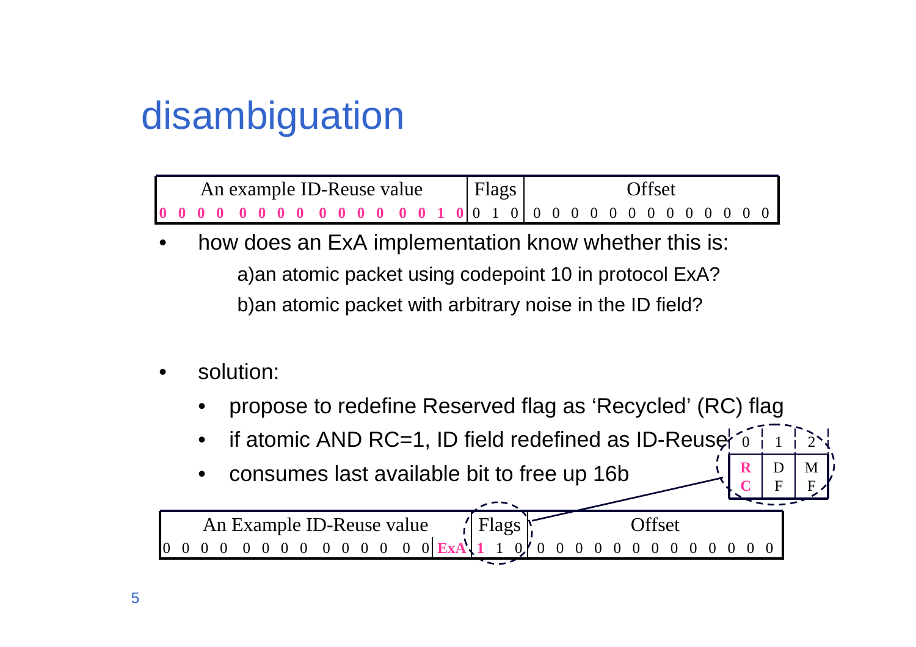# disambiguation

| An example ID-Reuse value | Flags | Offset |
|---|---|---|
| **0 0 0 0 0 0 0 0 0 0 0 0 0 0 1 0** | 0 1 0 | 0 0 0 0 0 0 0 0 0 0 0 0 0 |

- how does an ExA implementation know whether this is:
  - a) an atomic packet using codepoint 10 in protocol ExA?
  - b) an atomic packet with arbitrary noise in the ID field?

- solution:
  - propose to redefine Reserved flag as 'Recycled' (RC) flag
  - if atomic AND RC=1, ID field redefined as ID-Reuse
  - consumes last available bit to free up 16b

| 0 | 1 | 2 |
|---|---|---|
| **RC** | DF | MF |

| An Example ID-Reuse value | | Flags | Offset |
|---|---|---|---|
| 0 0 0 0 0 0 0 0 0 0 0 0 0 0 0 0 | **ExA** | **1** 1 0 | 0 0 0 0 0 0 0 0 0 0 0 0 0 |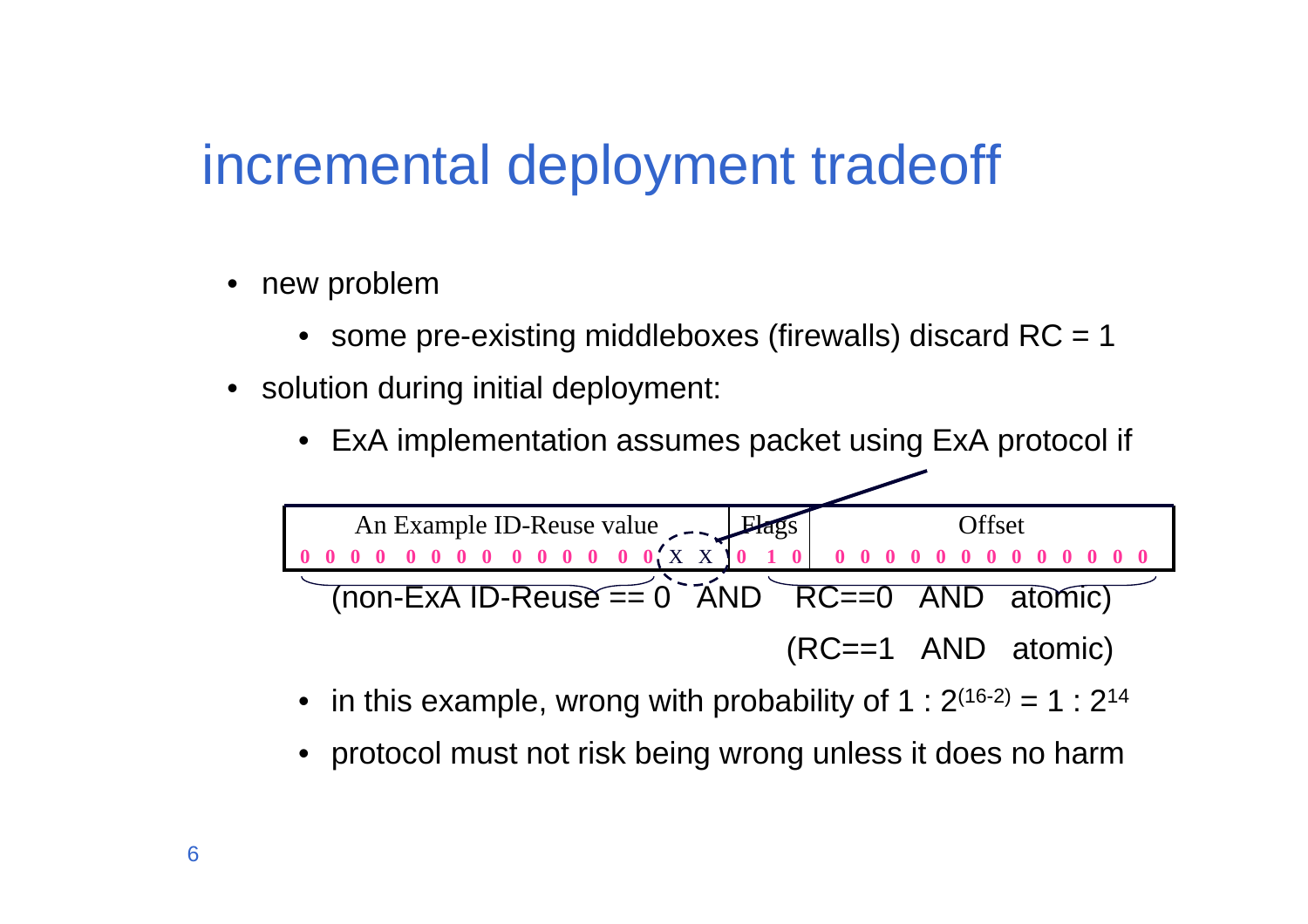# incremental deployment tradeoff

- new problem
  - some pre-existing middleboxes (firewalls) discard RC = 1
- solution during initial deployment:
  - ExA implementation assumes packet using ExA protocol if

| An Example ID-Reuse value | Flags | Offset |
|---|---|---|
| 0 0 0 0 0 0 0 0 0 0 0 0 0 0 X X | 0 1 0 | 0 0 0 0 0 0 0 0 0 0 0 0 0 |

(non-ExA ID-Reuse == 0 AND RC==0 AND atomic)

(RC==1 AND atomic)

  - in this example, wrong with probability of $1 : 2^{(16-2)} = 1 : 2^{14}$
  - protocol must not risk being wrong unless it does no harm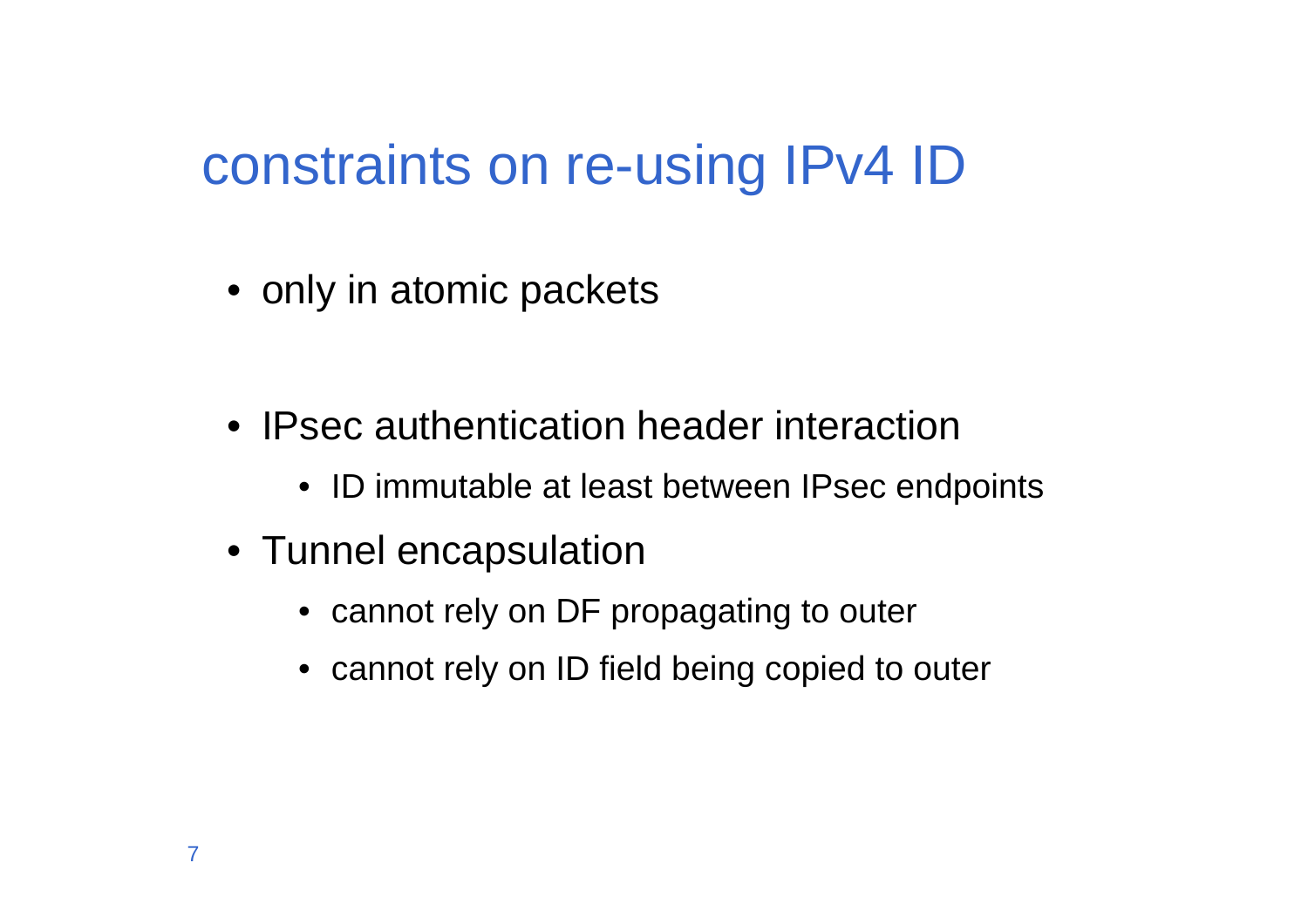# constraints on re-using IPv4 ID

- only in atomic packets

- IPsec authentication header interaction
  - ID immutable at least between IPsec endpoints
- Tunnel encapsulation
  - cannot rely on DF propagating to outer
  - cannot rely on ID field being copied to outer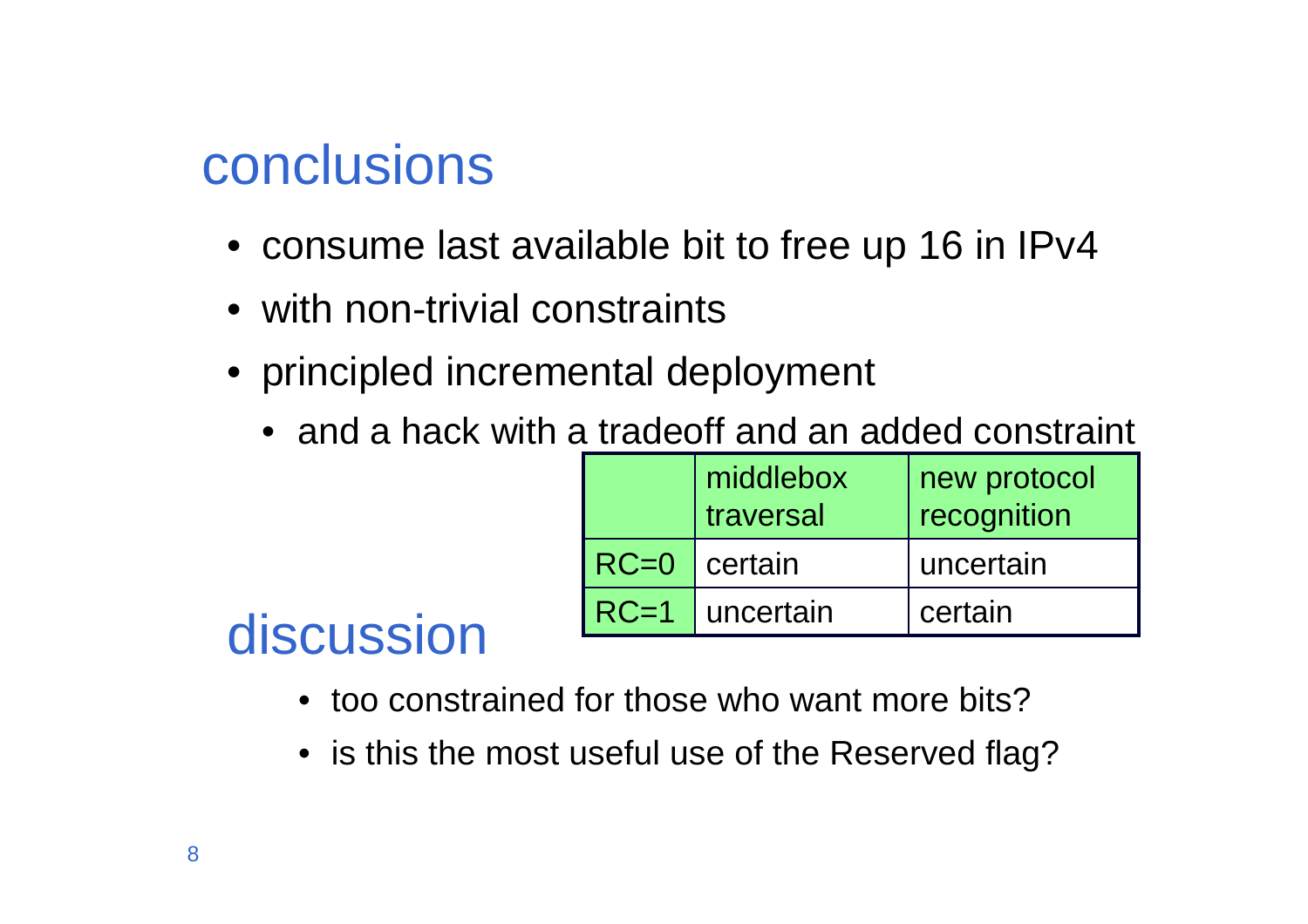# conclusions

- consume last available bit to free up 16 in IPv4
- with non-trivial constraints
- principled incremental deployment
  - and a hack with a tradeoff and an added constraint

| | middlebox traversal | new protocol recognition |
|---|---|---|
| RC=0 | certain | uncertain |
| RC=1 | uncertain | certain |

# discussion

- too constrained for those who want more bits?
- is this the most useful use of the Reserved flag?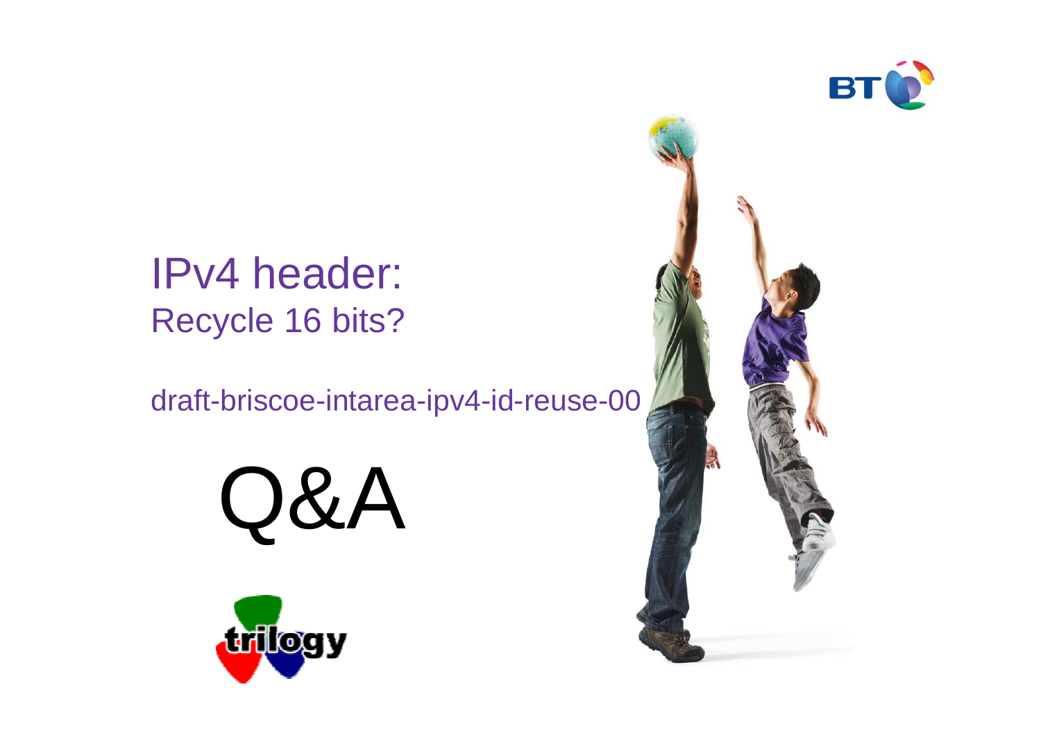# IPv4 header:

## Recycle 16 bits?

draft-briscoe-intarea-ipv4-id-reuse-00

# Q&A